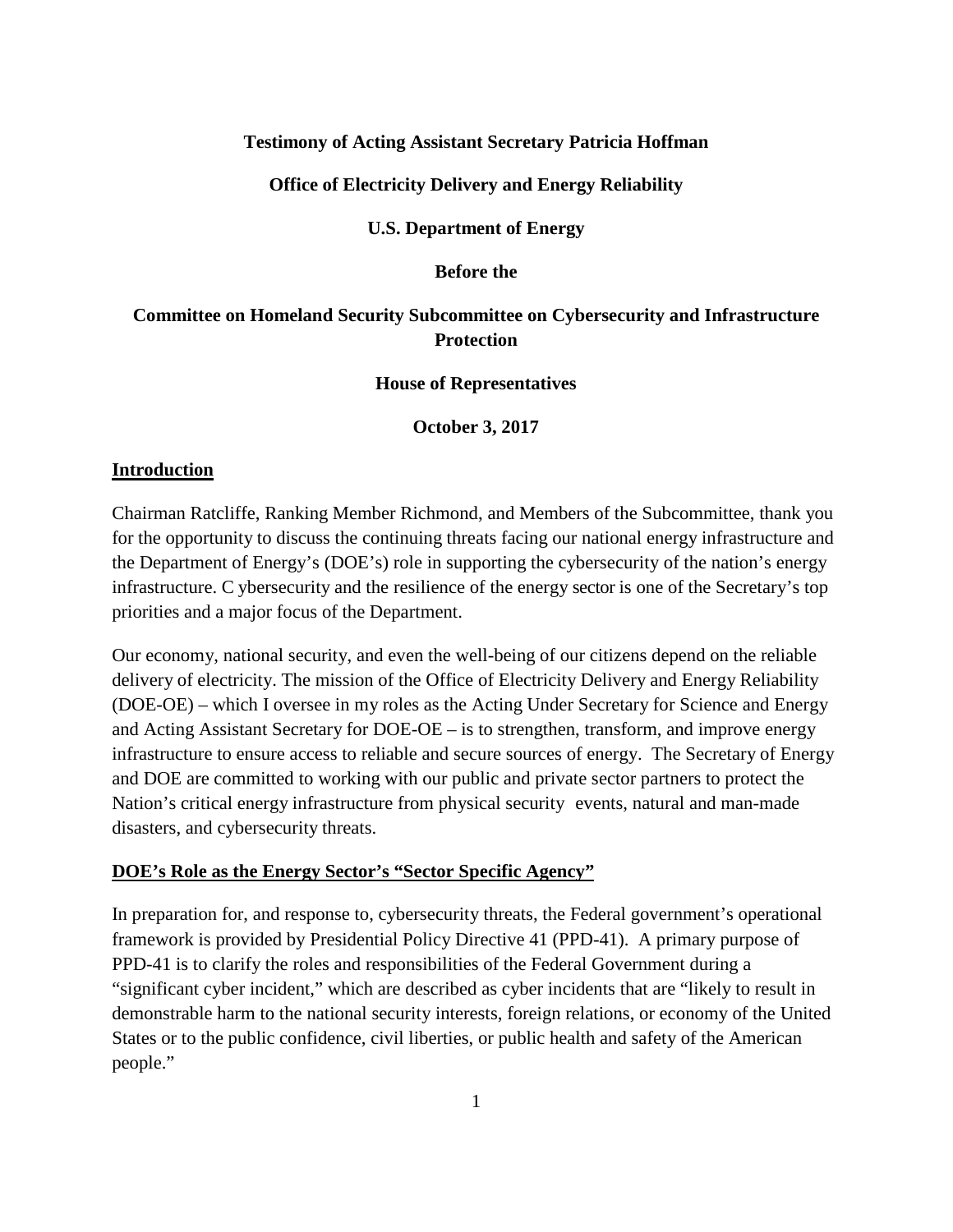**Testimony of Acting Assistant Secretary Patricia Hoffman**

**Office of Electricity Delivery and Energy Reliability**

**U.S. Department of Energy**

**Before the**

**Committee on Homeland Security Subcommittee on Cybersecurity and Infrastructure Protection**

**House of Representatives**

**October 3, 2017**

## Introduction

Chairman Ratcliffe, Ranking Member Richmond, and Members of the Subcommittee, thank you for the opportunity to discuss the continuing threats facing our national energy infrastructure and the Department of Energy's (DOE's) role in supporting the cybersecurity of the nation's energy infrastructure. C ybersecurity and the resilience of the energy sector is one of the Secretary's top priorities and a major focus of the Department.

Our economy, national security, and even the well-being of our citizens depend on the reliable delivery of electricity. The mission of the Office of Electricity Delivery and Energy Reliability (DOE-OE) – which I oversee in my roles as the Acting Under Secretary for Science and Energy and Acting Assistant Secretary for DOE-OE – is to strengthen, transform, and improve energy infrastructure to ensure access to reliable and secure sources of energy. The Secretary of Energy and DOE are committed to working with our public and private sector partners to protect the Nation's critical energy infrastructure from physical security events, natural and man-made disasters, and cybersecurity threats.

## DOE's Role as the Energy Sector's "Sector Specific Agency"

In preparation for, and response to, cybersecurity threats, the Federal government's operational framework is provided by Presidential Policy Directive 41 (PPD-41). A primary purpose of PPD-41 is to clarify the roles and responsibilities of the Federal Government during a "significant cyber incident," which are described as cyber incidents that are "likely to result in demonstrable harm to the national security interests, foreign relations, or economy of the United States or to the public confidence, civil liberties, or public health and safety of the American people."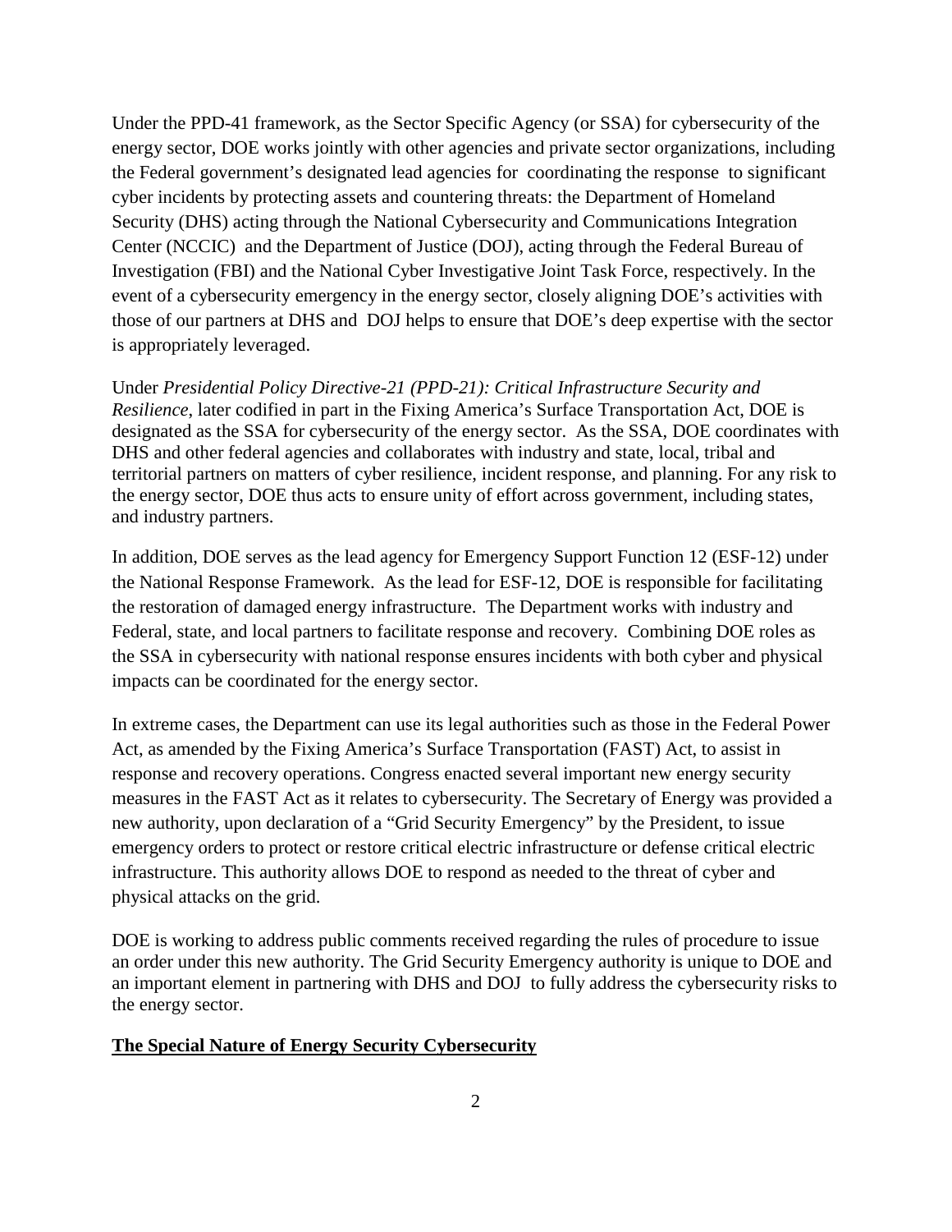Under the PPD-41 framework, as the Sector Specific Agency (or SSA) for cybersecurity of the energy sector, DOE works jointly with other agencies and private sector organizations, including the Federal government's designated lead agencies for coordinating the response to significant cyber incidents by protecting assets and countering threats: the Department of Homeland Security (DHS) acting through the National Cybersecurity and Communications Integration Center (NCCIC) and the Department of Justice (DOJ), acting through the Federal Bureau of Investigation (FBI) and the National Cyber Investigative Joint Task Force, respectively. In the event of a cybersecurity emergency in the energy sector, closely aligning DOE's activities with those of our partners at DHS and DOJ helps to ensure that DOE's deep expertise with the sector is appropriately leveraged.

Under *Presidential Policy Directive-21 (PPD-21): Critical Infrastructure Security and Resilience*, later codified in part in the Fixing America's Surface Transportation Act, DOE is designated as the SSA for cybersecurity of the energy sector. As the SSA, DOE coordinates with DHS and other federal agencies and collaborates with industry and state, local, tribal and territorial partners on matters of cyber resilience, incident response, and planning. For any risk to the energy sector, DOE thus acts to ensure unity of effort across government, including states, and industry partners.

In addition, DOE serves as the lead agency for Emergency Support Function 12 (ESF-12) under the National Response Framework. As the lead for ESF-12, DOE is responsible for facilitating the restoration of damaged energy infrastructure. The Department works with industry and Federal, state, and local partners to facilitate response and recovery. Combining DOE roles as the SSA in cybersecurity with national response ensures incidents with both cyber and physical impacts can be coordinated for the energy sector.

In extreme cases, the Department can use its legal authorities such as those in the Federal Power Act, as amended by the Fixing America's Surface Transportation (FAST) Act, to assist in response and recovery operations. Congress enacted several important new energy security measures in the FAST Act as it relates to cybersecurity. The Secretary of Energy was provided a new authority, upon declaration of a "Grid Security Emergency" by the President, to issue emergency orders to protect or restore critical electric infrastructure or defense critical electric infrastructure. This authority allows DOE to respond as needed to the threat of cyber and physical attacks on the grid.

DOE is working to address public comments received regarding the rules of procedure to issue an order under this new authority. The Grid Security Emergency authority is unique to DOE and an important element in partnering with DHS and DOJ to fully address the cybersecurity risks to the energy sector.

## The Special Nature of Energy Security Cybersecurity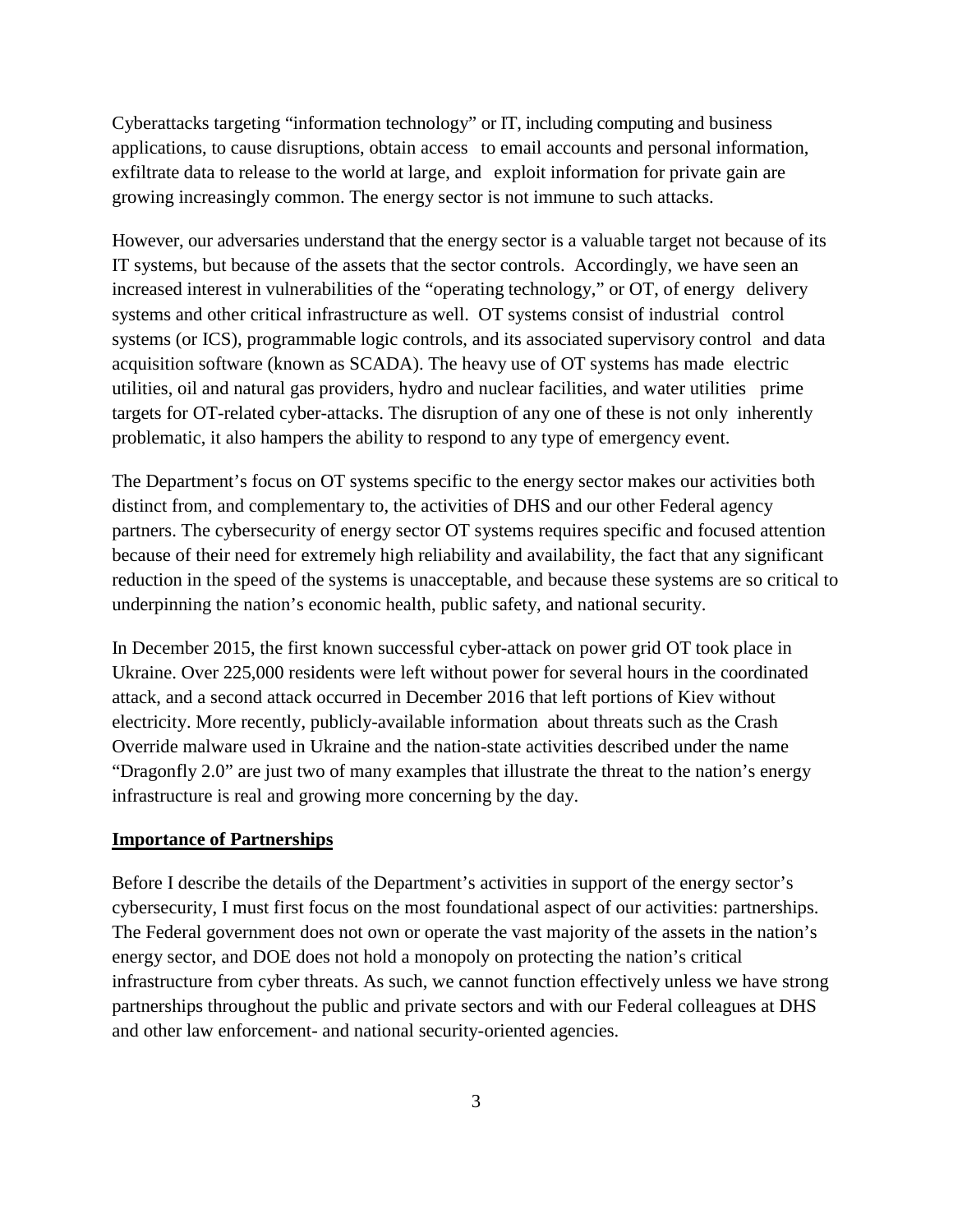Cyberattacks targeting "information technology" or IT, including computing and business applications, to cause disruptions, obtain access to email accounts and personal information, exfiltrate data to release to the world at large, and exploit information for private gain are growing increasingly common. The energy sector is not immune to such attacks.

However, our adversaries understand that the energy sector is a valuable target not because of its IT systems, but because of the assets that the sector controls. Accordingly, we have seen an increased interest in vulnerabilities of the "operating technology," or OT, of energy delivery systems and other critical infrastructure as well. OT systems consist of industrial control systems (or ICS), programmable logic controls, and its associated supervisory control and data acquisition software (known as SCADA). The heavy use of OT systems has made electric utilities, oil and natural gas providers, hydro and nuclear facilities, and water utilities prime targets for OT-related cyber-attacks. The disruption of any one of these is not only inherently problematic, it also hampers the ability to respond to any type of emergency event.

The Department's focus on OT systems specific to the energy sector makes our activities both distinct from, and complementary to, the activities of DHS and our other Federal agency partners. The cybersecurity of energy sector OT systems requires specific and focused attention because of their need for extremely high reliability and availability, the fact that any significant reduction in the speed of the systems is unacceptable, and because these systems are so critical to underpinning the nation's economic health, public safety, and national security.

In December 2015, the first known successful cyber-attack on power grid OT took place in Ukraine. Over 225,000 residents were left without power for several hours in the coordinated attack, and a second attack occurred in December 2016 that left portions of Kiev without electricity. More recently, publicly-available information about threats such as the Crash Override malware used in Ukraine and the nation-state activities described under the name "Dragonfly 2.0" are just two of many examples that illustrate the threat to the nation's energy infrastructure is real and growing more concerning by the day.

## Importance of Partnerships

Before I describe the details of the Department's activities in support of the energy sector's cybersecurity, I must first focus on the most foundational aspect of our activities: partnerships. The Federal government does not own or operate the vast majority of the assets in the nation's energy sector, and DOE does not hold a monopoly on protecting the nation's critical infrastructure from cyber threats. As such, we cannot function effectively unless we have strong partnerships throughout the public and private sectors and with our Federal colleagues at DHS and other law enforcement- and national security-oriented agencies.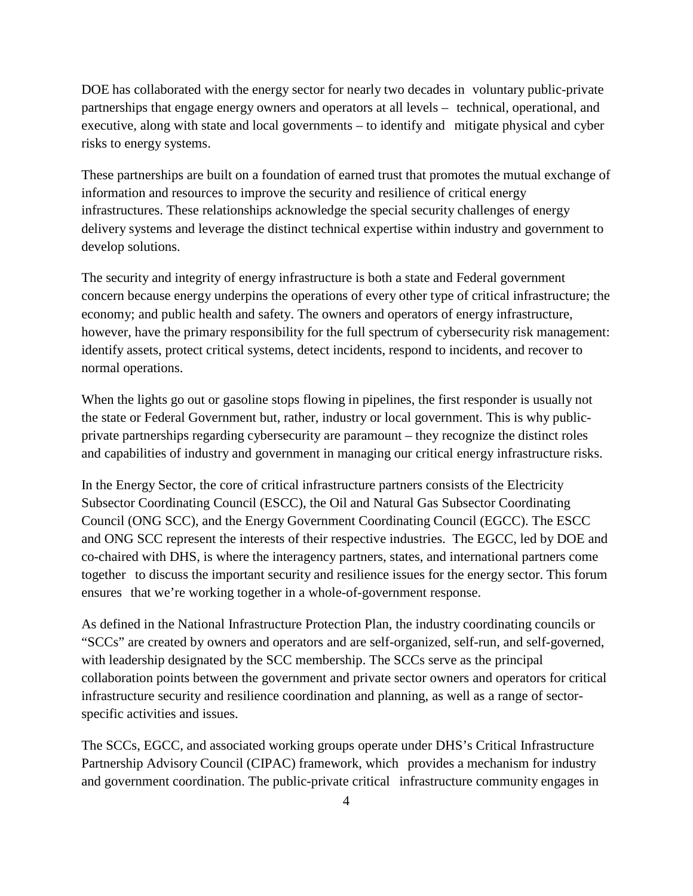DOE has collaborated with the energy sector for nearly two decades in voluntary public-private partnerships that engage energy owners and operators at all levels – technical, operational, and executive, along with state and local governments – to identify and mitigate physical and cyber risks to energy systems.

These partnerships are built on a foundation of earned trust that promotes the mutual exchange of information and resources to improve the security and resilience of critical energy infrastructures. These relationships acknowledge the special security challenges of energy delivery systems and leverage the distinct technical expertise within industry and government to develop solutions.

The security and integrity of energy infrastructure is both a state and Federal government concern because energy underpins the operations of every other type of critical infrastructure; the economy; and public health and safety. The owners and operators of energy infrastructure, however, have the primary responsibility for the full spectrum of cybersecurity risk management: identify assets, protect critical systems, detect incidents, respond to incidents, and recover to normal operations.

When the lights go out or gasoline stops flowing in pipelines, the first responder is usually not the state or Federal Government but, rather, industry or local government. This is why public-private partnerships regarding cybersecurity are paramount – they recognize the distinct roles and capabilities of industry and government in managing our critical energy infrastructure risks.

In the Energy Sector, the core of critical infrastructure partners consists of the Electricity Subsector Coordinating Council (ESCC), the Oil and Natural Gas Subsector Coordinating Council (ONG SCC), and the Energy Government Coordinating Council (EGCC). The ESCC and ONG SCC represent the interests of their respective industries. The EGCC, led by DOE and co-chaired with DHS, is where the interagency partners, states, and international partners come together to discuss the important security and resilience issues for the energy sector. This forum ensures that we're working together in a whole-of-government response.

As defined in the National Infrastructure Protection Plan, the industry coordinating councils or "SCCs" are created by owners and operators and are self-organized, self-run, and self-governed, with leadership designated by the SCC membership. The SCCs serve as the principal collaboration points between the government and private sector owners and operators for critical infrastructure security and resilience coordination and planning, as well as a range of sector-specific activities and issues.

The SCCs, EGCC, and associated working groups operate under DHS's Critical Infrastructure Partnership Advisory Council (CIPAC) framework, which provides a mechanism for industry and government coordination. The public-private critical infrastructure community engages in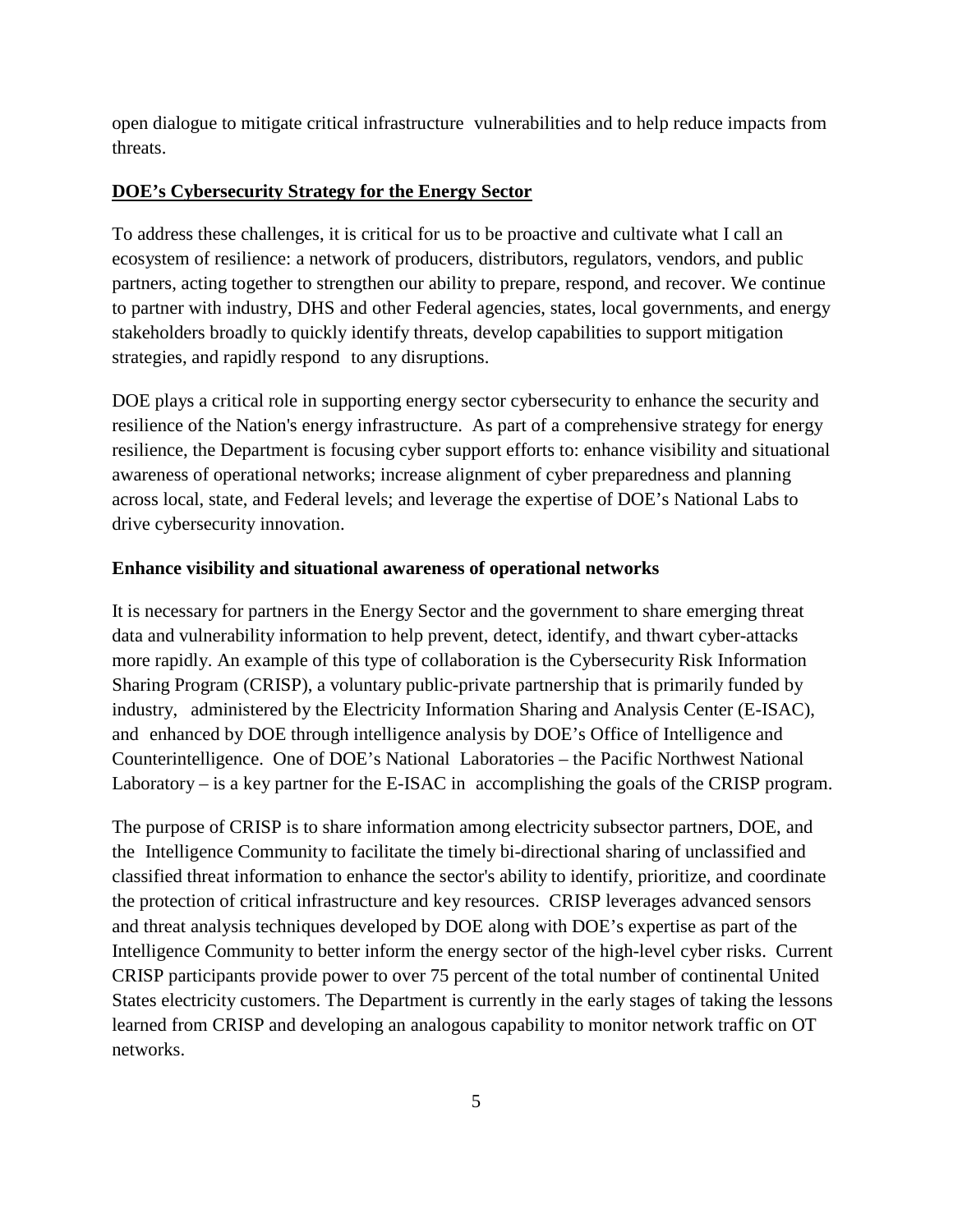open dialogue to mitigate critical infrastructure vulnerabilities and to help reduce impacts from threats.

## DOE's Cybersecurity Strategy for the Energy Sector

To address these challenges, it is critical for us to be proactive and cultivate what I call an ecosystem of resilience: a network of producers, distributors, regulators, vendors, and public partners, acting together to strengthen our ability to prepare, respond, and recover. We continue to partner with industry, DHS and other Federal agencies, states, local governments, and energy stakeholders broadly to quickly identify threats, develop capabilities to support mitigation strategies, and rapidly respond to any disruptions.

DOE plays a critical role in supporting energy sector cybersecurity to enhance the security and resilience of the Nation's energy infrastructure. As part of a comprehensive strategy for energy resilience, the Department is focusing cyber support efforts to: enhance visibility and situational awareness of operational networks; increase alignment of cyber preparedness and planning across local, state, and Federal levels; and leverage the expertise of DOE's National Labs to drive cybersecurity innovation.

### Enhance visibility and situational awareness of operational networks

It is necessary for partners in the Energy Sector and the government to share emerging threat data and vulnerability information to help prevent, detect, identify, and thwart cyber-attacks more rapidly. An example of this type of collaboration is the Cybersecurity Risk Information Sharing Program (CRISP), a voluntary public-private partnership that is primarily funded by industry, administered by the Electricity Information Sharing and Analysis Center (E-ISAC), and enhanced by DOE through intelligence analysis by DOE's Office of Intelligence and Counterintelligence. One of DOE's National Laboratories – the Pacific Northwest National Laboratory – is a key partner for the E-ISAC in accomplishing the goals of the CRISP program.

The purpose of CRISP is to share information among electricity subsector partners, DOE, and the Intelligence Community to facilitate the timely bi-directional sharing of unclassified and classified threat information to enhance the sector's ability to identify, prioritize, and coordinate the protection of critical infrastructure and key resources. CRISP leverages advanced sensors and threat analysis techniques developed by DOE along with DOE's expertise as part of the Intelligence Community to better inform the energy sector of the high-level cyber risks. Current CRISP participants provide power to over 75 percent of the total number of continental United States electricity customers. The Department is currently in the early stages of taking the lessons learned from CRISP and developing an analogous capability to monitor network traffic on OT networks.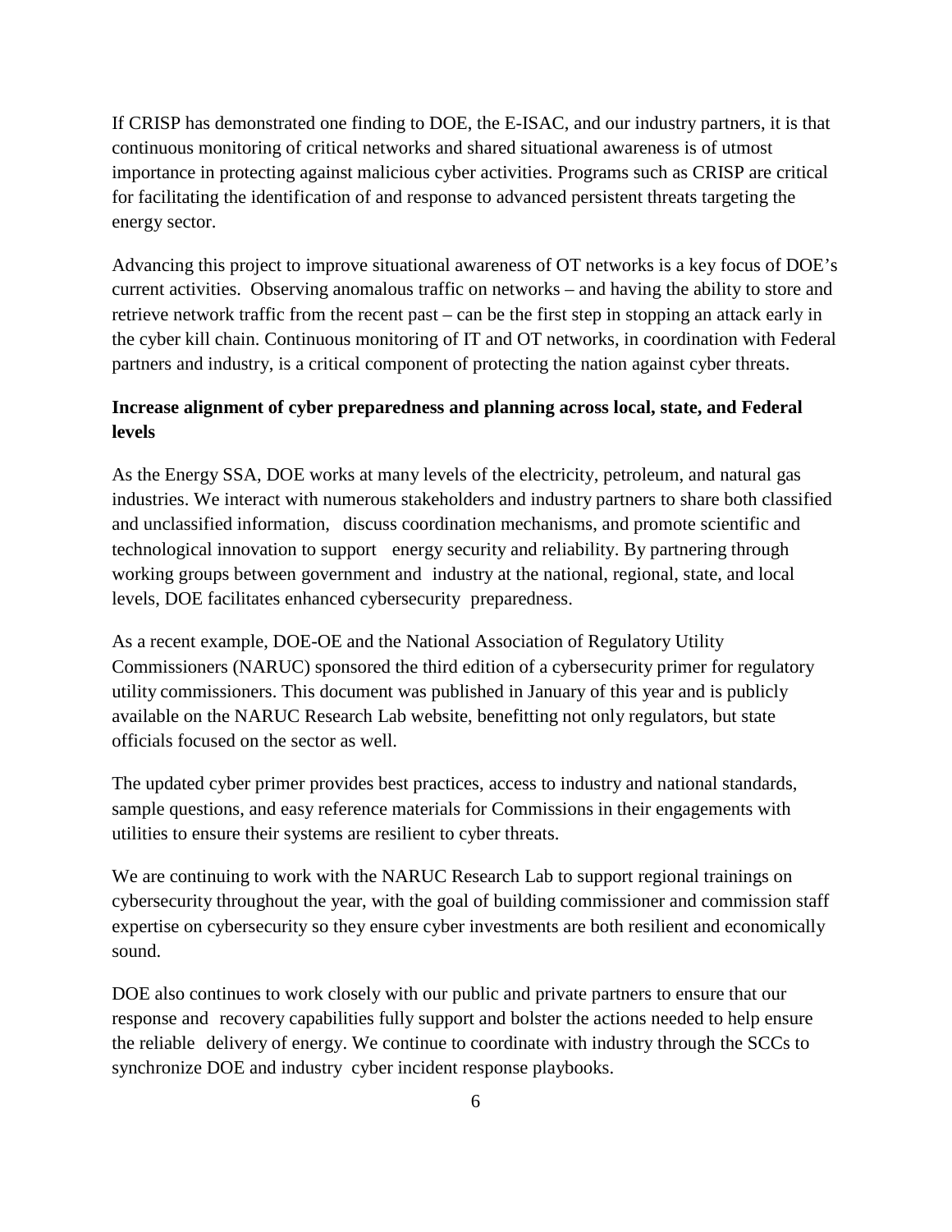If CRISP has demonstrated one finding to DOE, the E-ISAC, and our industry partners, it is that continuous monitoring of critical networks and shared situational awareness is of utmost importance in protecting against malicious cyber activities. Programs such as CRISP are critical for facilitating the identification of and response to advanced persistent threats targeting the energy sector.

Advancing this project to improve situational awareness of OT networks is a key focus of DOE's current activities. Observing anomalous traffic on networks – and having the ability to store and retrieve network traffic from the recent past – can be the first step in stopping an attack early in the cyber kill chain. Continuous monitoring of IT and OT networks, in coordination with Federal partners and industry, is a critical component of protecting the nation against cyber threats.

**Increase alignment of cyber preparedness and planning across local, state, and Federal levels**

As the Energy SSA, DOE works at many levels of the electricity, petroleum, and natural gas industries. We interact with numerous stakeholders and industry partners to share both classified and unclassified information, discuss coordination mechanisms, and promote scientific and technological innovation to support energy security and reliability. By partnering through working groups between government and industry at the national, regional, state, and local levels, DOE facilitates enhanced cybersecurity preparedness.

As a recent example, DOE-OE and the National Association of Regulatory Utility Commissioners (NARUC) sponsored the third edition of a cybersecurity primer for regulatory utility commissioners. This document was published in January of this year and is publicly available on the NARUC Research Lab website, benefitting not only regulators, but state officials focused on the sector as well.

The updated cyber primer provides best practices, access to industry and national standards, sample questions, and easy reference materials for Commissions in their engagements with utilities to ensure their systems are resilient to cyber threats.

We are continuing to work with the NARUC Research Lab to support regional trainings on cybersecurity throughout the year, with the goal of building commissioner and commission staff expertise on cybersecurity so they ensure cyber investments are both resilient and economically sound.

DOE also continues to work closely with our public and private partners to ensure that our response and recovery capabilities fully support and bolster the actions needed to help ensure the reliable delivery of energy. We continue to coordinate with industry through the SCCs to synchronize DOE and industry cyber incident response playbooks.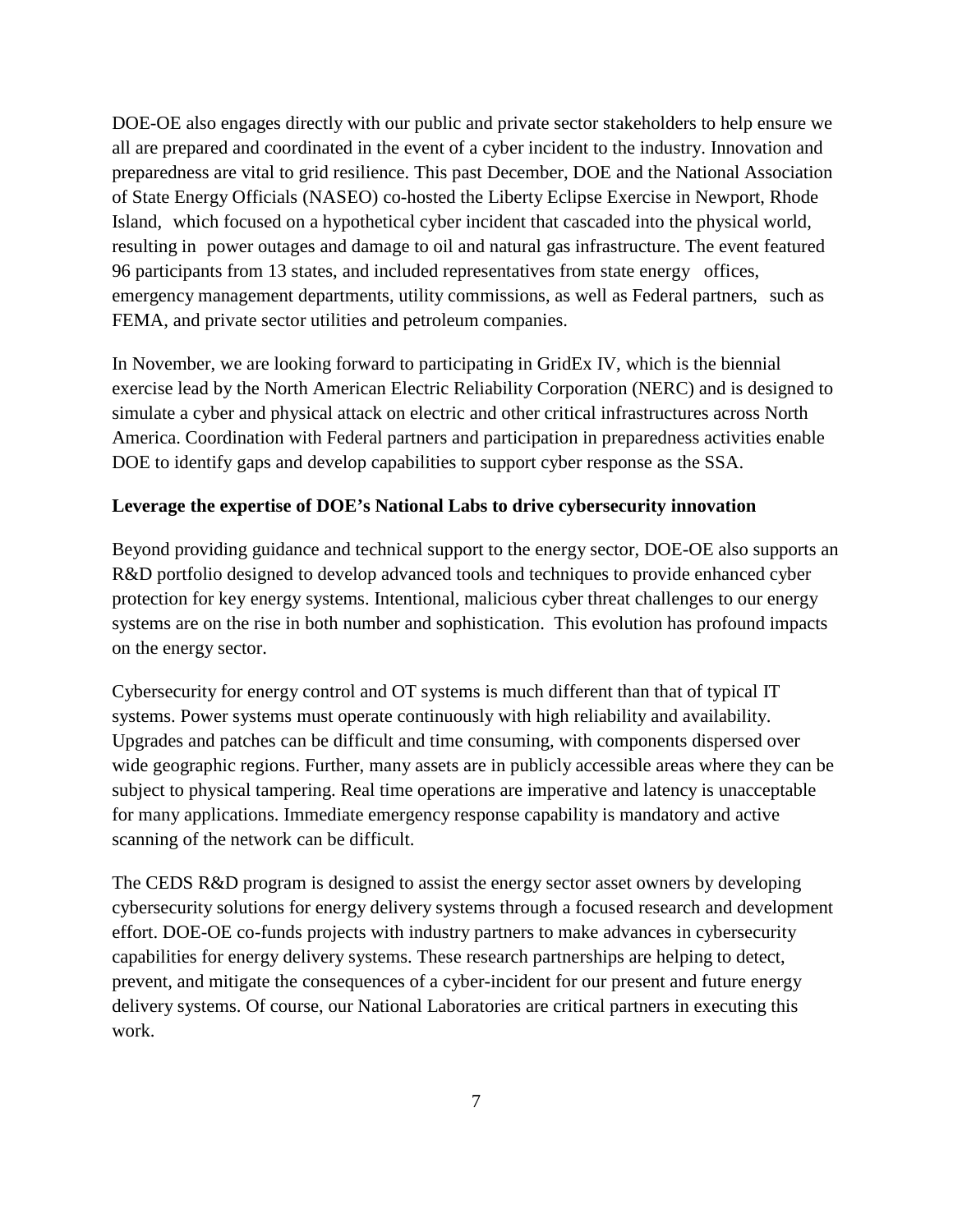DOE-OE also engages directly with our public and private sector stakeholders to help ensure we all are prepared and coordinated in the event of a cyber incident to the industry. Innovation and preparedness are vital to grid resilience. This past December, DOE and the National Association of State Energy Officials (NASEO) co-hosted the Liberty Eclipse Exercise in Newport, Rhode Island, which focused on a hypothetical cyber incident that cascaded into the physical world, resulting in power outages and damage to oil and natural gas infrastructure. The event featured 96 participants from 13 states, and included representatives from state energy offices, emergency management departments, utility commissions, as well as Federal partners, such as FEMA, and private sector utilities and petroleum companies.

In November, we are looking forward to participating in GridEx IV, which is the biennial exercise lead by the North American Electric Reliability Corporation (NERC) and is designed to simulate a cyber and physical attack on electric and other critical infrastructures across North America. Coordination with Federal partners and participation in preparedness activities enable DOE to identify gaps and develop capabilities to support cyber response as the SSA.

**Leverage the expertise of DOE's National Labs to drive cybersecurity innovation**

Beyond providing guidance and technical support to the energy sector, DOE-OE also supports an R&D portfolio designed to develop advanced tools and techniques to provide enhanced cyber protection for key energy systems. Intentional, malicious cyber threat challenges to our energy systems are on the rise in both number and sophistication. This evolution has profound impacts on the energy sector.

Cybersecurity for energy control and OT systems is much different than that of typical IT systems. Power systems must operate continuously with high reliability and availability. Upgrades and patches can be difficult and time consuming, with components dispersed over wide geographic regions. Further, many assets are in publicly accessible areas where they can be subject to physical tampering. Real time operations are imperative and latency is unacceptable for many applications. Immediate emergency response capability is mandatory and active scanning of the network can be difficult.

The CEDS R&D program is designed to assist the energy sector asset owners by developing cybersecurity solutions for energy delivery systems through a focused research and development effort. DOE-OE co-funds projects with industry partners to make advances in cybersecurity capabilities for energy delivery systems. These research partnerships are helping to detect, prevent, and mitigate the consequences of a cyber-incident for our present and future energy delivery systems. Of course, our National Laboratories are critical partners in executing this work.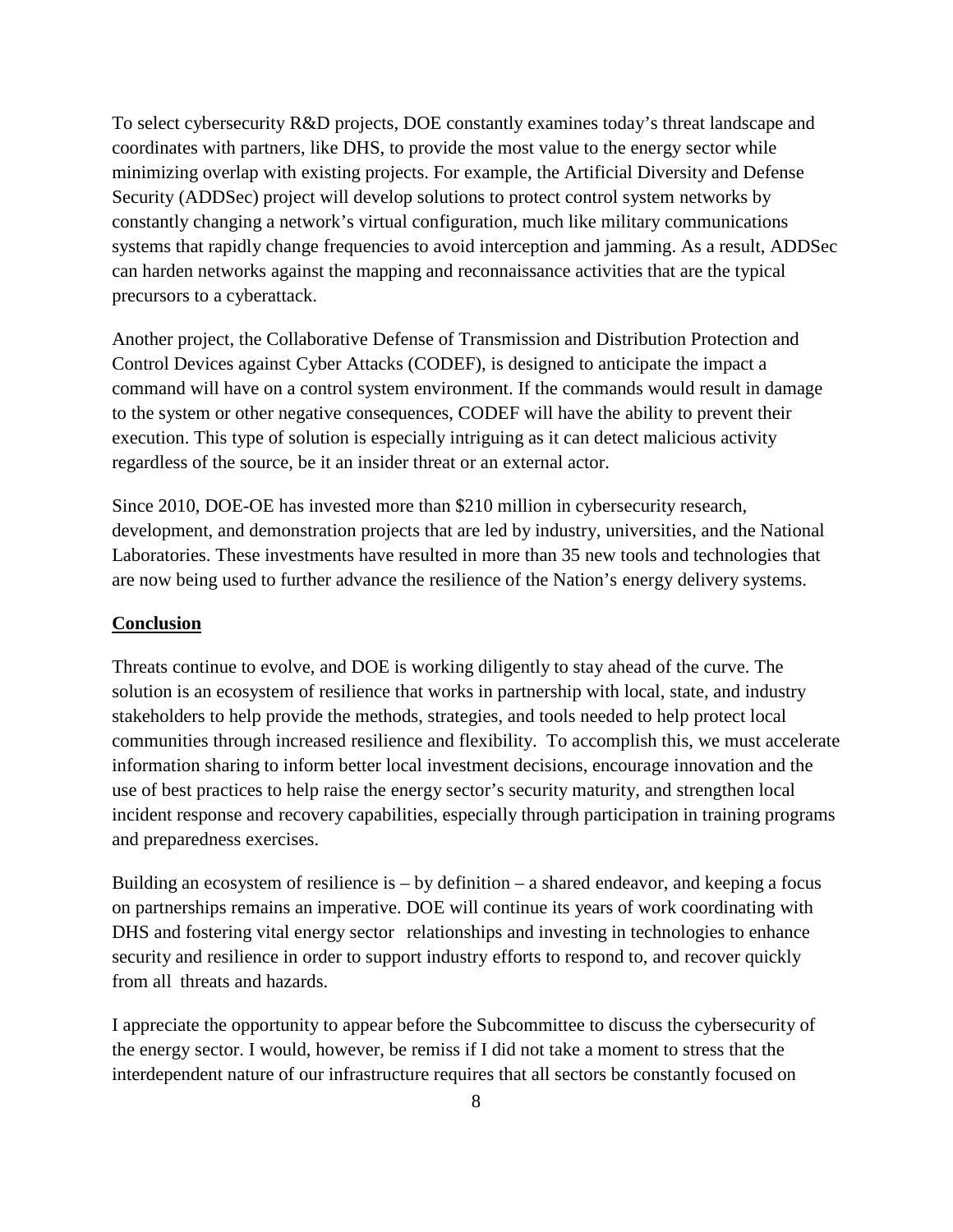To select cybersecurity R&D projects, DOE constantly examines today's threat landscape and coordinates with partners, like DHS, to provide the most value to the energy sector while minimizing overlap with existing projects. For example, the Artificial Diversity and Defense Security (ADDSec) project will develop solutions to protect control system networks by constantly changing a network's virtual configuration, much like military communications systems that rapidly change frequencies to avoid interception and jamming. As a result, ADDSec can harden networks against the mapping and reconnaissance activities that are the typical precursors to a cyberattack.

Another project, the Collaborative Defense of Transmission and Distribution Protection and Control Devices against Cyber Attacks (CODEF), is designed to anticipate the impact a command will have on a control system environment. If the commands would result in damage to the system or other negative consequences, CODEF will have the ability to prevent their execution. This type of solution is especially intriguing as it can detect malicious activity regardless of the source, be it an insider threat or an external actor.

Since 2010, DOE-OE has invested more than $210 million in cybersecurity research, development, and demonstration projects that are led by industry, universities, and the National Laboratories. These investments have resulted in more than 35 new tools and technologies that are now being used to further advance the resilience of the Nation's energy delivery systems.

## Conclusion

Threats continue to evolve, and DOE is working diligently to stay ahead of the curve. The solution is an ecosystem of resilience that works in partnership with local, state, and industry stakeholders to help provide the methods, strategies, and tools needed to help protect local communities through increased resilience and flexibility. To accomplish this, we must accelerate information sharing to inform better local investment decisions, encourage innovation and the use of best practices to help raise the energy sector's security maturity, and strengthen local incident response and recovery capabilities, especially through participation in training programs and preparedness exercises.

Building an ecosystem of resilience is – by definition – a shared endeavor, and keeping a focus on partnerships remains an imperative. DOE will continue its years of work coordinating with DHS and fostering vital energy sector relationships and investing in technologies to enhance security and resilience in order to support industry efforts to respond to, and recover quickly from all threats and hazards.

I appreciate the opportunity to appear before the Subcommittee to discuss the cybersecurity of the energy sector. I would, however, be remiss if I did not take a moment to stress that the interdependent nature of our infrastructure requires that all sectors be constantly focused on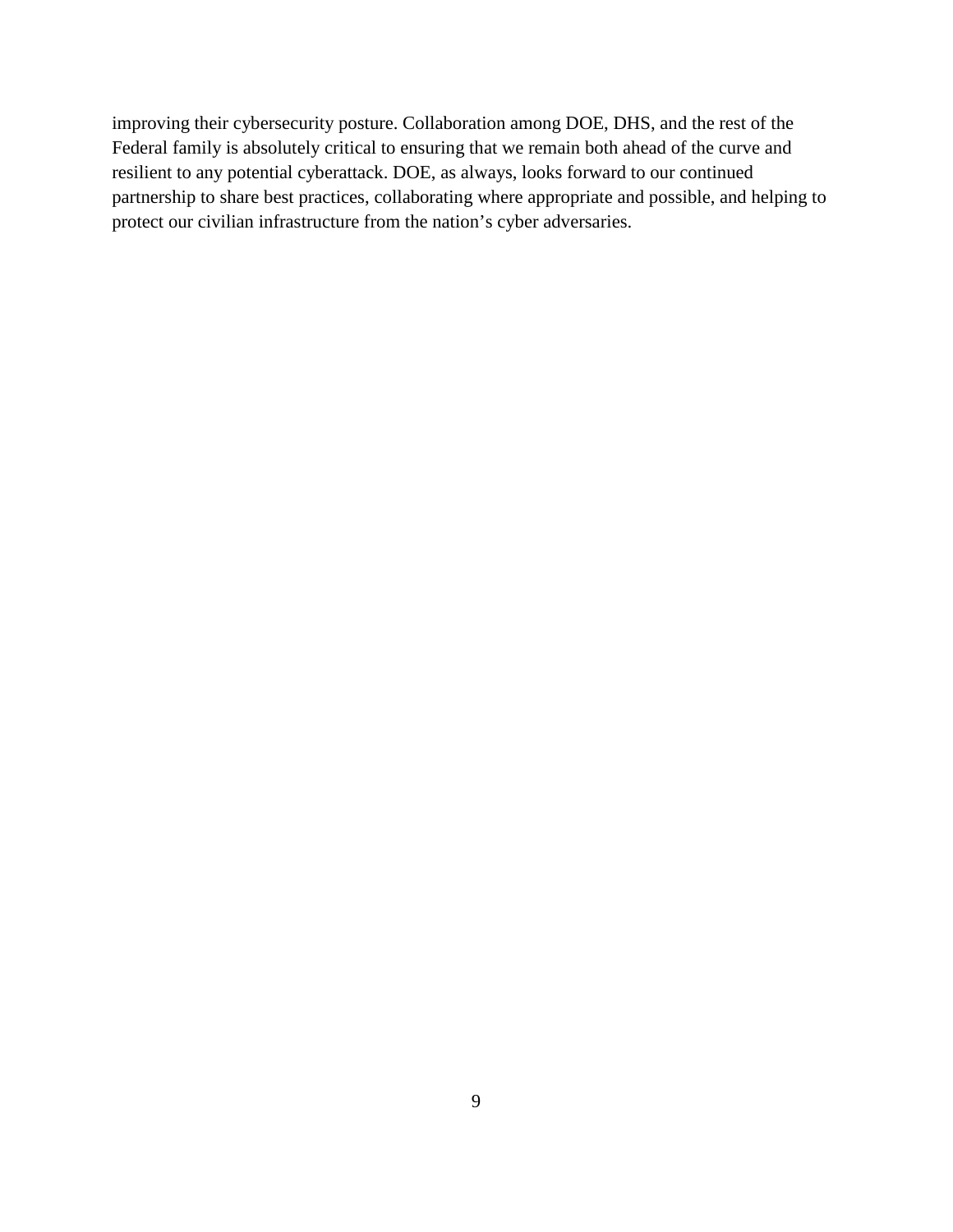improving their cybersecurity posture. Collaboration among DOE, DHS, and the rest of the Federal family is absolutely critical to ensuring that we remain both ahead of the curve and resilient to any potential cyberattack. DOE, as always, looks forward to our continued partnership to share best practices, collaborating where appropriate and possible, and helping to protect our civilian infrastructure from the nation's cyber adversaries.